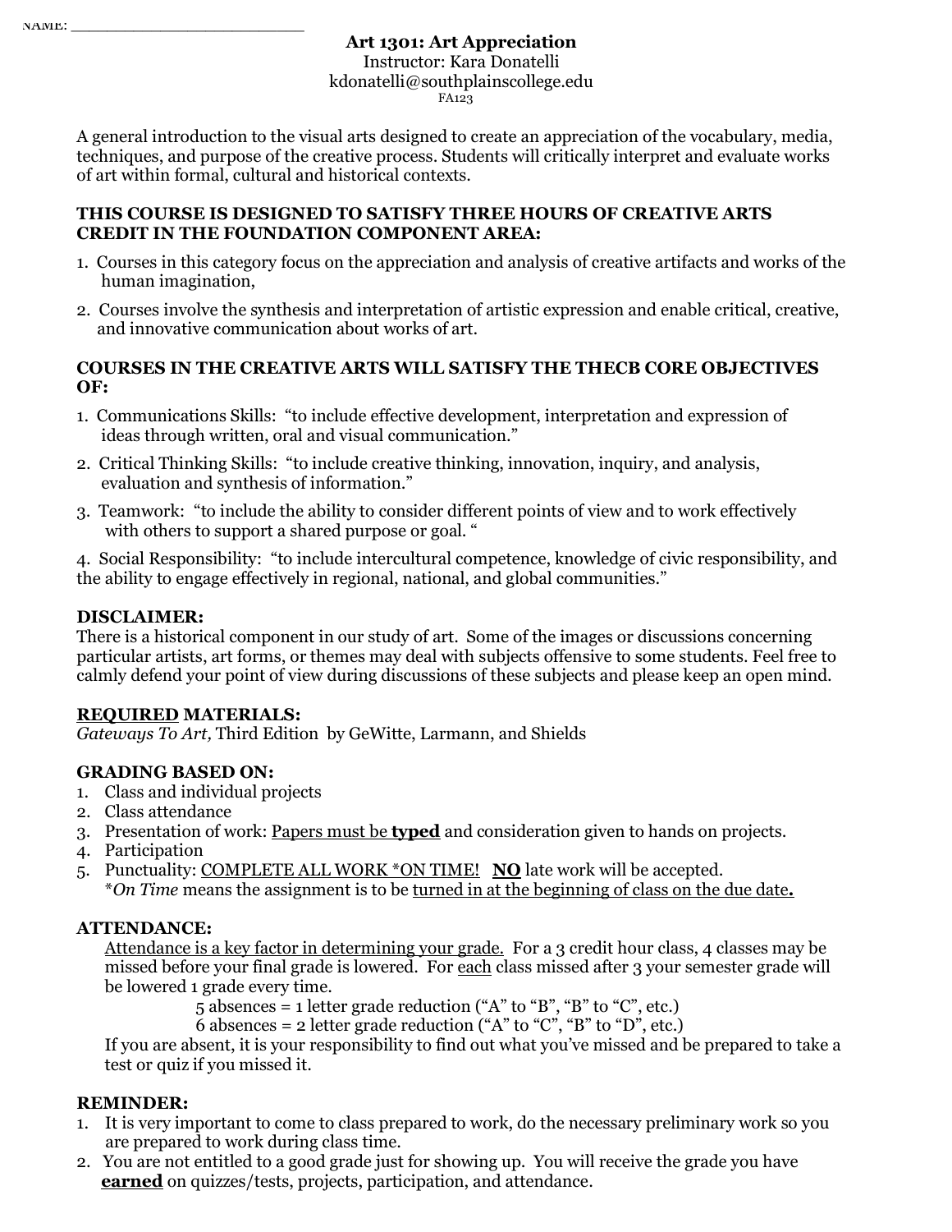NAME: ______________________

**Art 1301: Art Appreciation**
Instructor: Kara Donatelli
kdonatelli@southplainscollege.edu
FA123

A general introduction to the visual arts designed to create an appreciation of the vocabulary, media, techniques, and purpose of the creative process. Students will critically interpret and evaluate works of art within formal, cultural and historical contexts.

**THIS COURSE IS DESIGNED TO SATISFY THREE HOURS OF CREATIVE ARTS CREDIT IN THE FOUNDATION COMPONENT AREA:**

1. Courses in this category focus on the appreciation and analysis of creative artifacts and works of the human imagination,
2. Courses involve the synthesis and interpretation of artistic expression and enable critical, creative, and innovative communication about works of art.

**COURSES IN THE CREATIVE ARTS WILL SATISFY THE THECB CORE OBJECTIVES OF:**

1. Communications Skills: "to include effective development, interpretation and expression of ideas through written, oral and visual communication."
2. Critical Thinking Skills: "to include creative thinking, innovation, inquiry, and analysis, evaluation and synthesis of information."
3. Teamwork: "to include the ability to consider different points of view and to work effectively with others to support a shared purpose or goal. "
4. Social Responsibility: "to include intercultural competence, knowledge of civic responsibility, and the ability to engage effectively in regional, national, and global communities."

**DISCLAIMER:**
There is a historical component in our study of art. Some of the images or discussions concerning particular artists, art forms, or themes may deal with subjects offensive to some students. Feel free to calmly defend your point of view during discussions of these subjects and please keep an open mind.

**<u>REQUIRED</u> MATERIALS:**
*Gateways To Art,* Third Edition by GeWitte, Larmann, and Shields

**GRADING BASED ON:**

1. Class and individual projects
2. Class attendance
3. Presentation of work: <u>Papers must be **typed**</u> and consideration given to hands on projects.
4. Participation
5. Punctuality: <u>COMPLETE ALL WORK *ON TIME!</u> **<u>NO</u>** late work will be accepted.
   **On Time* means the assignment is to be <u>turned in at the beginning of class on the due date**.**</u>

**ATTENDANCE:**
<u>Attendance is a key factor in determining your grade.</u> For a 3 credit hour class, 4 classes may be missed before your final grade is lowered. For <u>each</u> class missed after 3 your semester grade will be lowered 1 grade every time.

5 absences = 1 letter grade reduction ("A" to "B", "B" to "C", etc.)
6 absences = 2 letter grade reduction ("A" to "C", "B" to "D", etc.)

If you are absent, it is your responsibility to find out what you've missed and be prepared to take a test or quiz if you missed it.

**REMINDER:**

1. It is very important to come to class prepared to work, do the necessary preliminary work so you are prepared to work during class time.
2. You are not entitled to a good grade just for showing up. You will receive the grade you have **<u>earned</u>** on quizzes/tests, projects, participation, and attendance.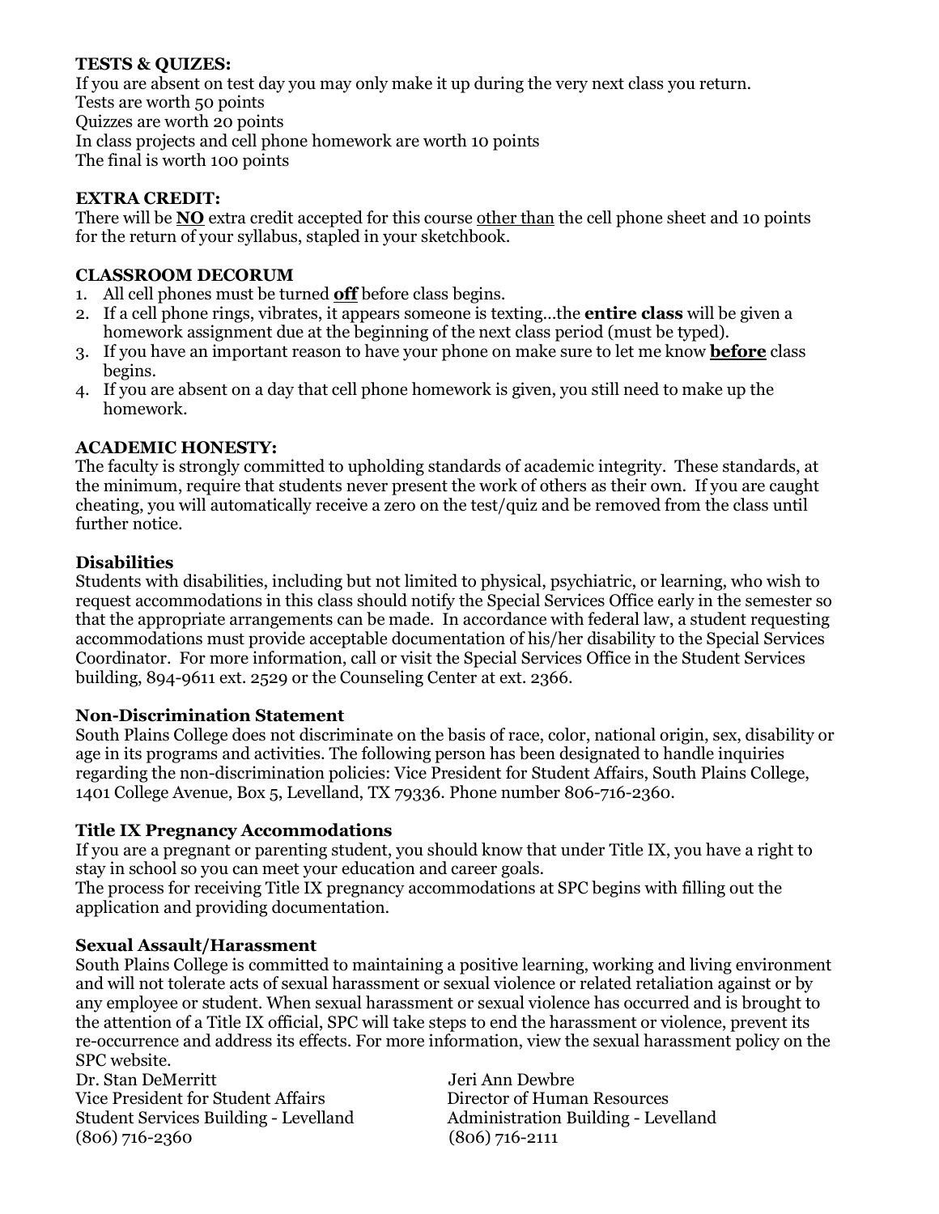**TESTS & QUIZES:**

If you are absent on test day you may only make it up during the very next class you return.
Tests are worth 50 points
Quizzes are worth 20 points
In class projects and cell phone homework are worth 10 points
The final is worth 100 points

**EXTRA CREDIT:**

There will be **NO** extra credit accepted for this course other than the cell phone sheet and 10 points for the return of your syllabus, stapled in your sketchbook.

**CLASSROOM DECORUM**

1. All cell phones must be turned **off** before class begins.
2. If a cell phone rings, vibrates, it appears someone is texting…the **entire class** will be given a homework assignment due at the beginning of the next class period (must be typed).
3. If you have an important reason to have your phone on make sure to let me know **before** class begins.
4. If you are absent on a day that cell phone homework is given, you still need to make up the homework.

**ACADEMIC HONESTY:**

The faculty is strongly committed to upholding standards of academic integrity. These standards, at the minimum, require that students never present the work of others as their own. If you are caught cheating, you will automatically receive a zero on the test/quiz and be removed from the class until further notice.

**Disabilities**

Students with disabilities, including but not limited to physical, psychiatric, or learning, who wish to request accommodations in this class should notify the Special Services Office early in the semester so that the appropriate arrangements can be made. In accordance with federal law, a student requesting accommodations must provide acceptable documentation of his/her disability to the Special Services Coordinator. For more information, call or visit the Special Services Office in the Student Services building, 894-9611 ext. 2529 or the Counseling Center at ext. 2366.

**Non-Discrimination Statement**

South Plains College does not discriminate on the basis of race, color, national origin, sex, disability or age in its programs and activities. The following person has been designated to handle inquiries regarding the non-discrimination policies: Vice President for Student Affairs, South Plains College, 1401 College Avenue, Box 5, Levelland, TX 79336. Phone number 806-716-2360.

**Title IX Pregnancy Accommodations**

If you are a pregnant or parenting student, you should know that under Title IX, you have a right to stay in school so you can meet your education and career goals.
The process for receiving Title IX pregnancy accommodations at SPC begins with filling out the application and providing documentation.

**Sexual Assault/Harassment**

South Plains College is committed to maintaining a positive learning, working and living environment and will not tolerate acts of sexual harassment or sexual violence or related retaliation against or by any employee or student. When sexual harassment or sexual violence has occurred and is brought to the attention of a Title IX official, SPC will take steps to end the harassment or violence, prevent its re-occurrence and address its effects. For more information, view the sexual harassment policy on the SPC website.

Dr. Stan DeMerritt
Vice President for Student Affairs
Student Services Building - Levelland
(806) 716-2360

Jeri Ann Dewbre
Director of Human Resources
Administration Building - Levelland
(806) 716-2111